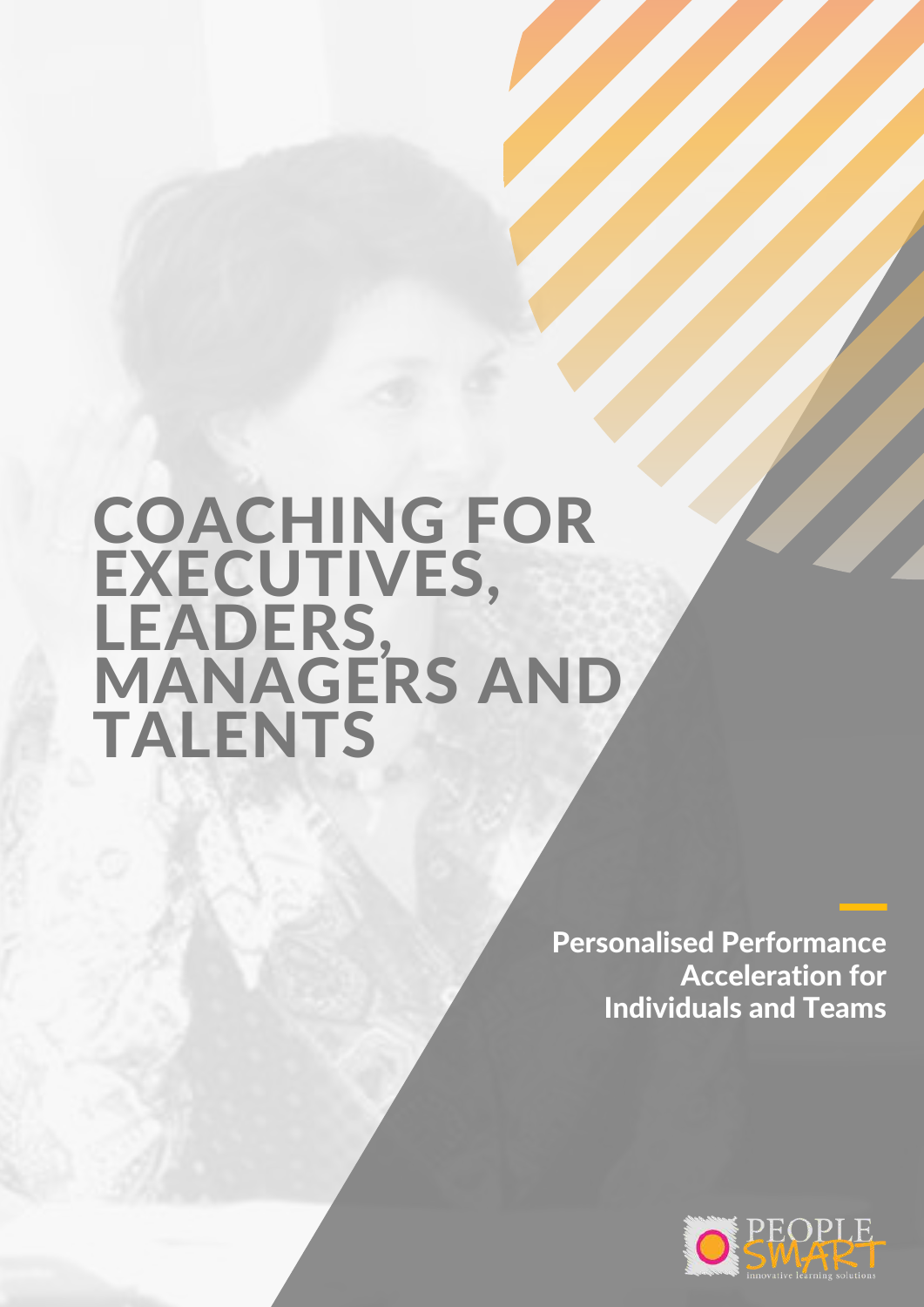# COACHING FOR EXECUTIVES, LEADERS, MANAGERS AND TALENTS

**Personalised Performance Acceleration for Individuals and Teams**

PEOPLE SMART
innovative learning solutions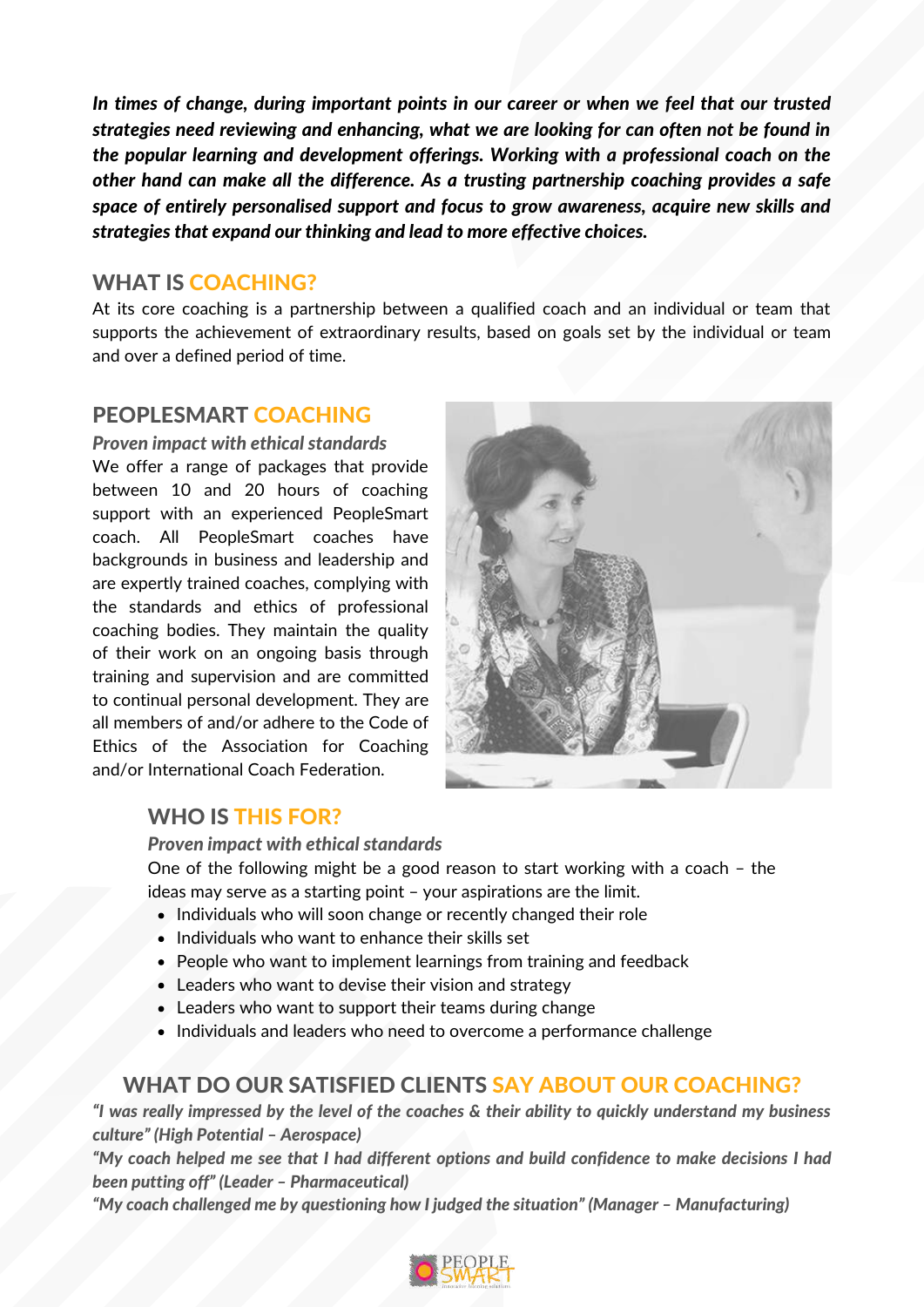*In times of change, during important points in our career or when we feel that our trusted strategies need reviewing and enhancing, what we are looking for can often not be found in the popular learning and development offerings. Working with a professional coach on the other hand can make all the difference. As a trusting partnership coaching provides a safe space of entirely personalised support and focus to grow awareness, acquire new skills and strategies that expand our thinking and lead to more effective choices.*

## WHAT IS COACHING?

At its core coaching is a partnership between a qualified coach and an individual or team that supports the achievement of extraordinary results, based on goals set by the individual or team and over a defined period of time.

## PEOPLESMART COACHING

*Proven impact with ethical standards*

We offer a range of packages that provide between 10 and 20 hours of coaching support with an experienced PeopleSmart coach. All PeopleSmart coaches have backgrounds in business and leadership and are expertly trained coaches, complying with the standards and ethics of professional coaching bodies. They maintain the quality of their work on an ongoing basis through training and supervision and are committed to continual personal development. They are all members of and/or adhere to the Code of Ethics of the Association for Coaching and/or International Coach Federation.

## WHO IS THIS FOR?

*Proven impact with ethical standards*

One of the following might be a good reason to start working with a coach – the ideas may serve as a starting point – your aspirations are the limit.

- Individuals who will soon change or recently changed their role
- Individuals who want to enhance their skills set
- People who want to implement learnings from training and feedback
- Leaders who want to devise their vision and strategy
- Leaders who want to support their teams during change
- Individuals and leaders who need to overcome a performance challenge

## WHAT DO OUR SATISFIED CLIENTS SAY ABOUT OUR COACHING?

*"I was really impressed by the level of the coaches & their ability to quickly understand my business culture" (High Potential – Aerospace)*

*"My coach helped me see that I had different options and build confidence to make decisions I had been putting off" (Leader – Pharmaceutical)*

*"My coach challenged me by questioning how I judged the situation" (Manager – Manufacturing)*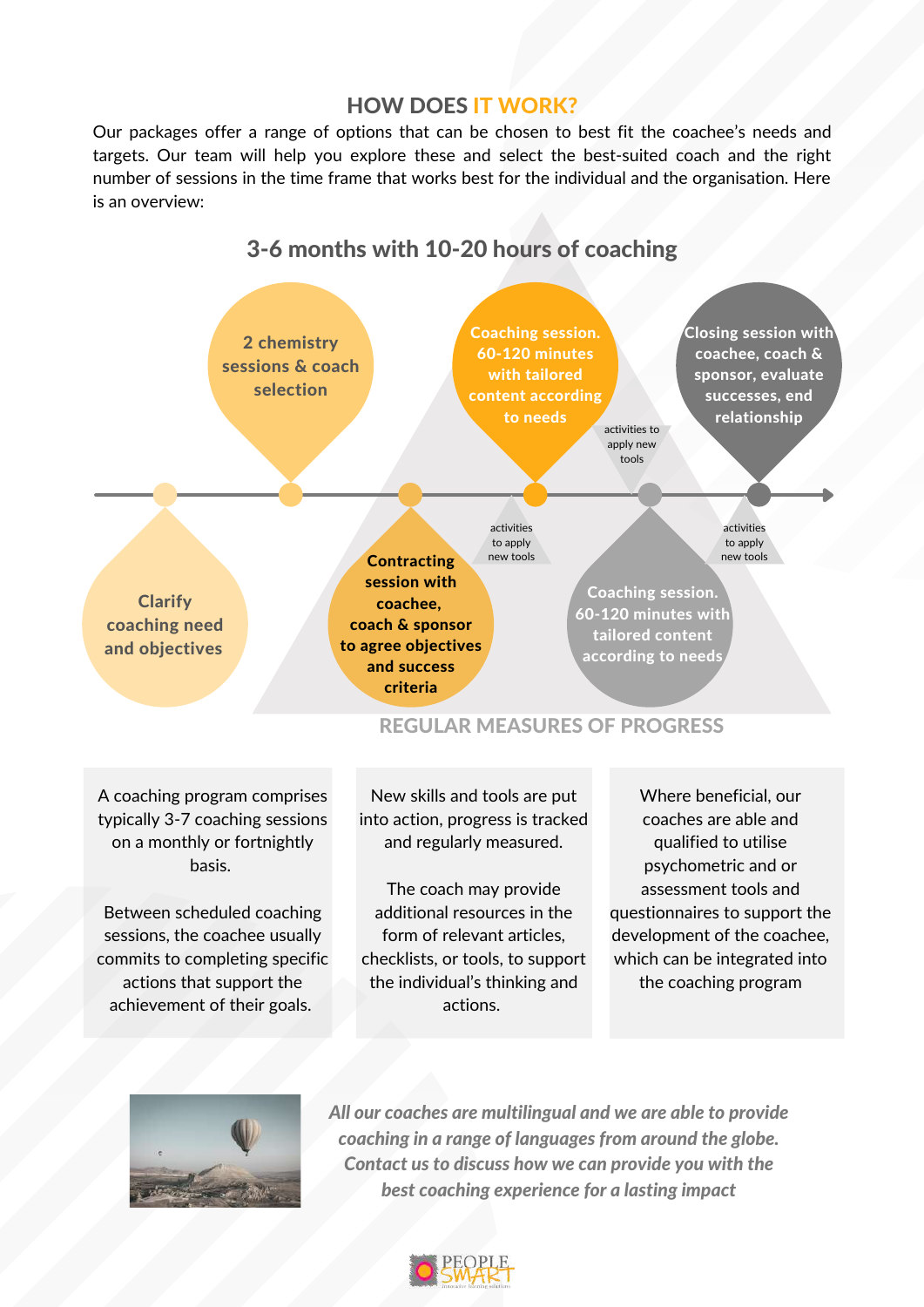## HOW DOES IT WORK?

Our packages offer a range of options that can be chosen to best fit the coachee's needs and targets. Our team will help you explore these and select the best-suited coach and the right number of sessions in the time frame that works best for the individual and the organisation. Here is an overview:

### 3-6 months with 10-20 hours of coaching

Clarify coaching need and objectives

2 chemistry sessions & coach selection

Contracting session with coachee, coach & sponsor to agree objectives and success criteria

activities to apply new tools

Coaching session. 60-120 minutes with tailored content according to needs

activities to apply new tools

Coaching session. 60-120 minutes with tailored content according to needs

activities to apply new tools

Closing session with coachee, coach & sponsor, evaluate successes, end relationship

REGULAR MEASURES OF PROGRESS

A coaching program comprises typically 3-7 coaching sessions on a monthly or fortnightly basis.

Between scheduled coaching sessions, the coachee usually commits to completing specific actions that support the achievement of their goals.

New skills and tools are put into action, progress is tracked and regularly measured.

The coach may provide additional resources in the form of relevant articles, checklists, or tools, to support the individual's thinking and actions.

Where beneficial, our coaches are able and qualified to utilise psychometric and or assessment tools and questionnaires to support the development of the coachee, which can be integrated into the coaching program

*All our coaches are multilingual and we are able to provide coaching in a range of languages from around the globe. Contact us to discuss how we can provide you with the best coaching experience for a lasting impact*

PEOPLE SMART